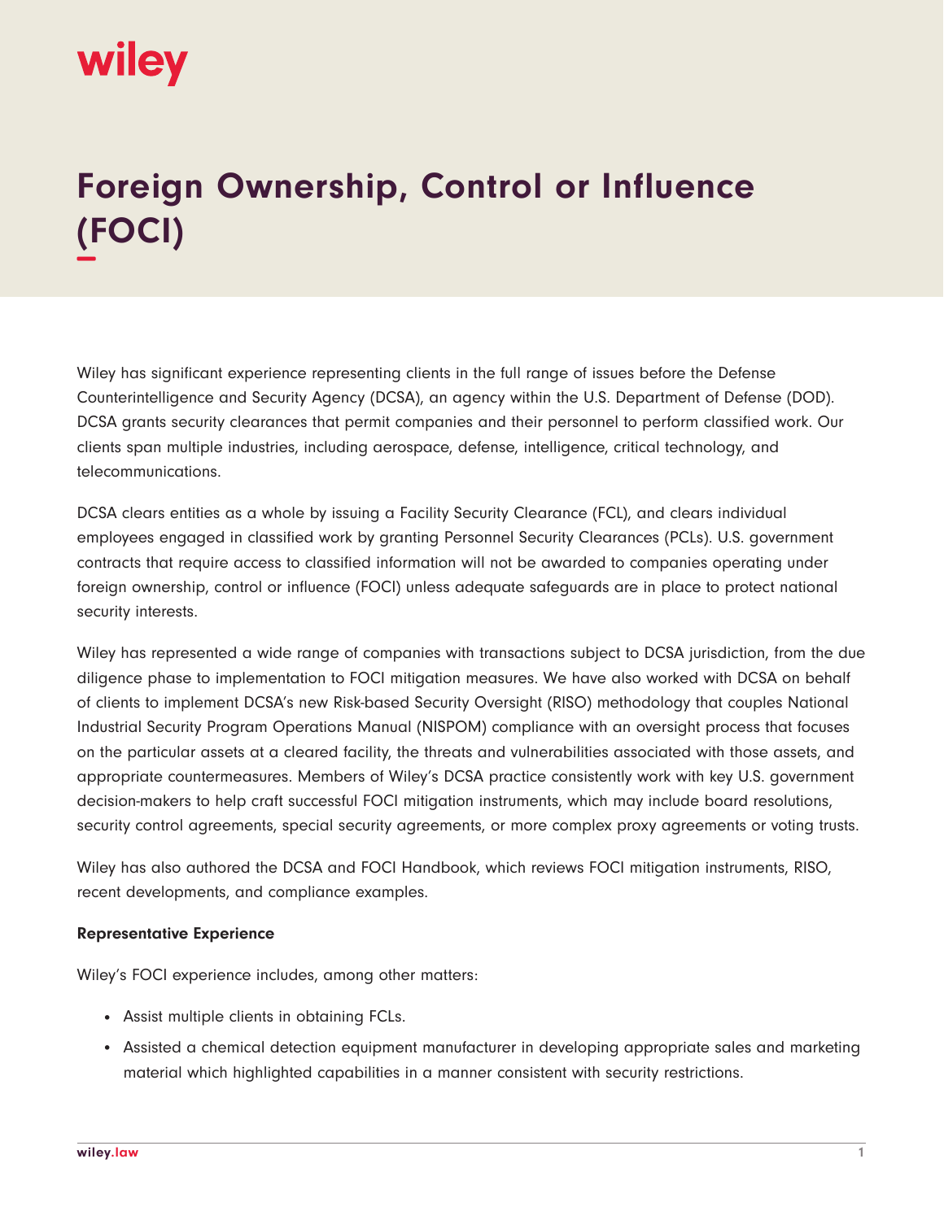# Foreign Ownership, Control or Influence (FOCI)

Wiley has significant experience representing clients in the full range of issues before the Defense Counterintelligence and Security Agency (DCSA), an agency within the U.S. Department of Defense (DOD). DCSA grants security clearances that permit companies and their personnel to perform classified work. Our clients span multiple industries, including aerospace, defense, intelligence, critical technology, and telecommunications.

DCSA clears entities as a whole by issuing a Facility Security Clearance (FCL), and clears individual employees engaged in classified work by granting Personnel Security Clearances (PCLs). U.S. government contracts that require access to classified information will not be awarded to companies operating under foreign ownership, control or influence (FOCI) unless adequate safeguards are in place to protect national security interests.

Wiley has represented a wide range of companies with transactions subject to DCSA jurisdiction, from the due diligence phase to implementation to FOCI mitigation measures. We have also worked with DCSA on behalf of clients to implement DCSA's new Risk-based Security Oversight (RISO) methodology that couples National Industrial Security Program Operations Manual (NISPOM) compliance with an oversight process that focuses on the particular assets at a cleared facility, the threats and vulnerabilities associated with those assets, and appropriate countermeasures. Members of Wiley's DCSA practice consistently work with key U.S. government decision-makers to help craft successful FOCI mitigation instruments, which may include board resolutions, security control agreements, special security agreements, or more complex proxy agreements or voting trusts.

Wiley has also authored the DCSA and FOCI Handbook, which reviews FOCI mitigation instruments, RISO, recent developments, and compliance examples.

**Representative Experience**

Wiley's FOCI experience includes, among other matters:

- Assist multiple clients in obtaining FCLs.
- Assisted a chemical detection equipment manufacturer in developing appropriate sales and marketing material which highlighted capabilities in a manner consistent with security restrictions.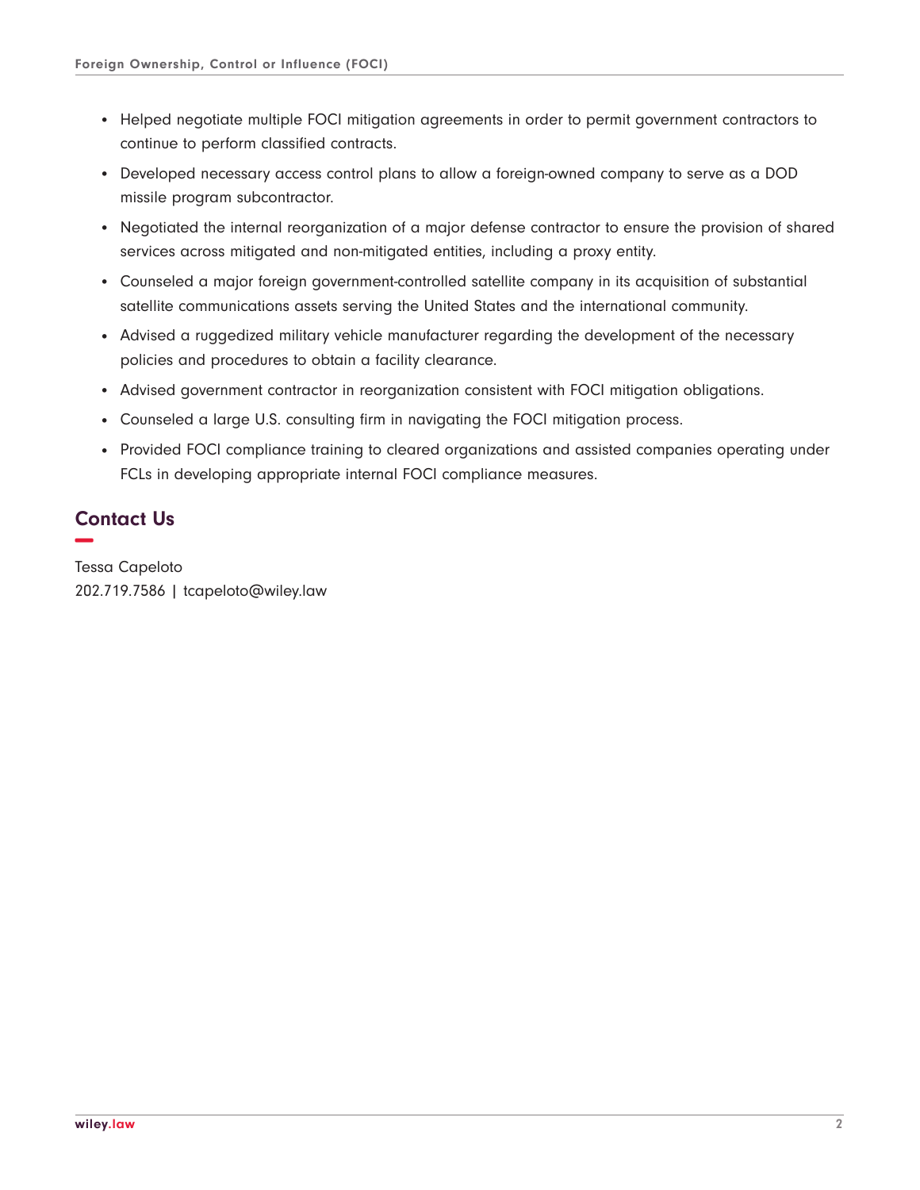- Helped negotiate multiple FOCI mitigation agreements in order to permit government contractors to continue to perform classified contracts.
- Developed necessary access control plans to allow a foreign-owned company to serve as a DOD missile program subcontractor.
- Negotiated the internal reorganization of a major defense contractor to ensure the provision of shared services across mitigated and non-mitigated entities, including a proxy entity.
- Counseled a major foreign government-controlled satellite company in its acquisition of substantial satellite communications assets serving the United States and the international community.
- Advised a ruggedized military vehicle manufacturer regarding the development of the necessary policies and procedures to obtain a facility clearance.
- Advised government contractor in reorganization consistent with FOCI mitigation obligations.
- Counseled a large U.S. consulting firm in navigating the FOCI mitigation process.
- Provided FOCI compliance training to cleared organizations and assisted companies operating under FCLs in developing appropriate internal FOCI compliance measures.

## Contact Us

Tessa Capeloto
202.719.7586 | tcapeloto@wiley.law